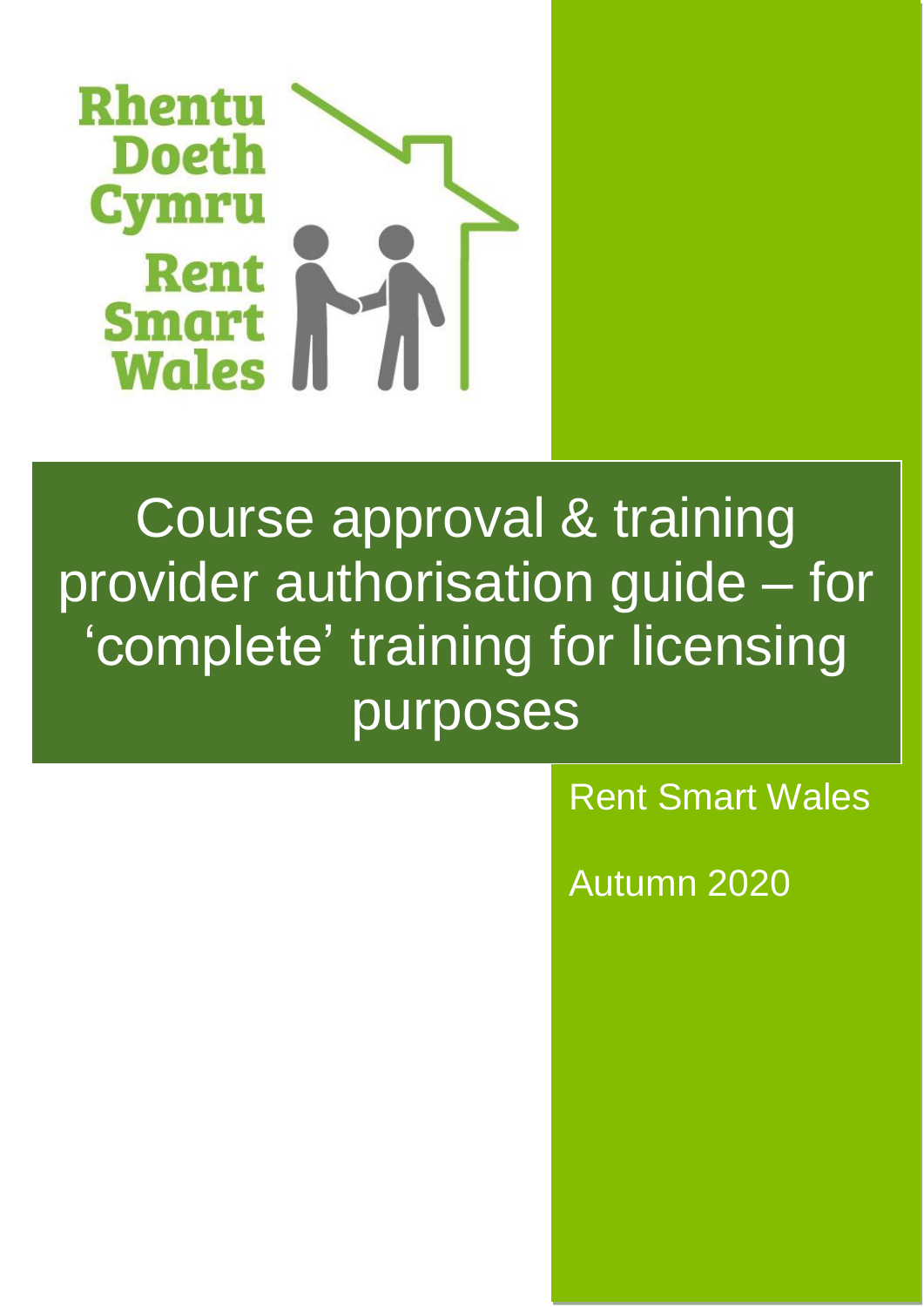Rhentu Doeth Cymru

Rent Smart Wales

# Course approval & training provider authorisation guide – for 'complete' training for licensing purposes

Rent Smart Wales

Autumn 2020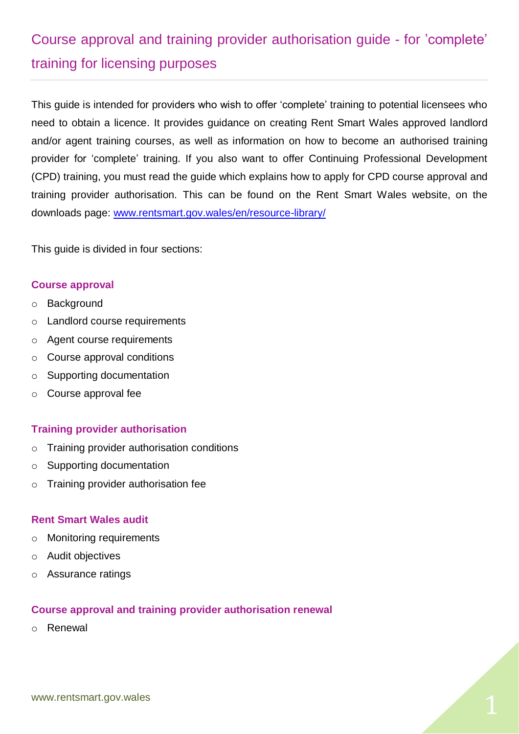# Course approval and training provider authorisation guide - for 'complete' training for licensing purposes

This guide is intended for providers who wish to offer 'complete' training to potential licensees who need to obtain a licence. It provides guidance on creating Rent Smart Wales approved landlord and/or agent training courses, as well as information on how to become an authorised training provider for 'complete' training. If you also want to offer Continuing Professional Development (CPD) training, you must read the guide which explains how to apply for CPD course approval and training provider authorisation. This can be found on the Rent Smart Wales website, on the downloads page: [www.rentsmart.gov.wales/en/resource-library/](www.rentsmart.gov.wales/en/resource-library/)

This guide is divided in four sections:

### Course approval

- Background
- Landlord course requirements
- Agent course requirements
- Course approval conditions
- Supporting documentation
- Course approval fee

### Training provider authorisation

- Training provider authorisation conditions
- Supporting documentation
- Training provider authorisation fee

### Rent Smart Wales audit

- Monitoring requirements
- Audit objectives
- Assurance ratings

### Course approval and training provider authorisation renewal

- Renewal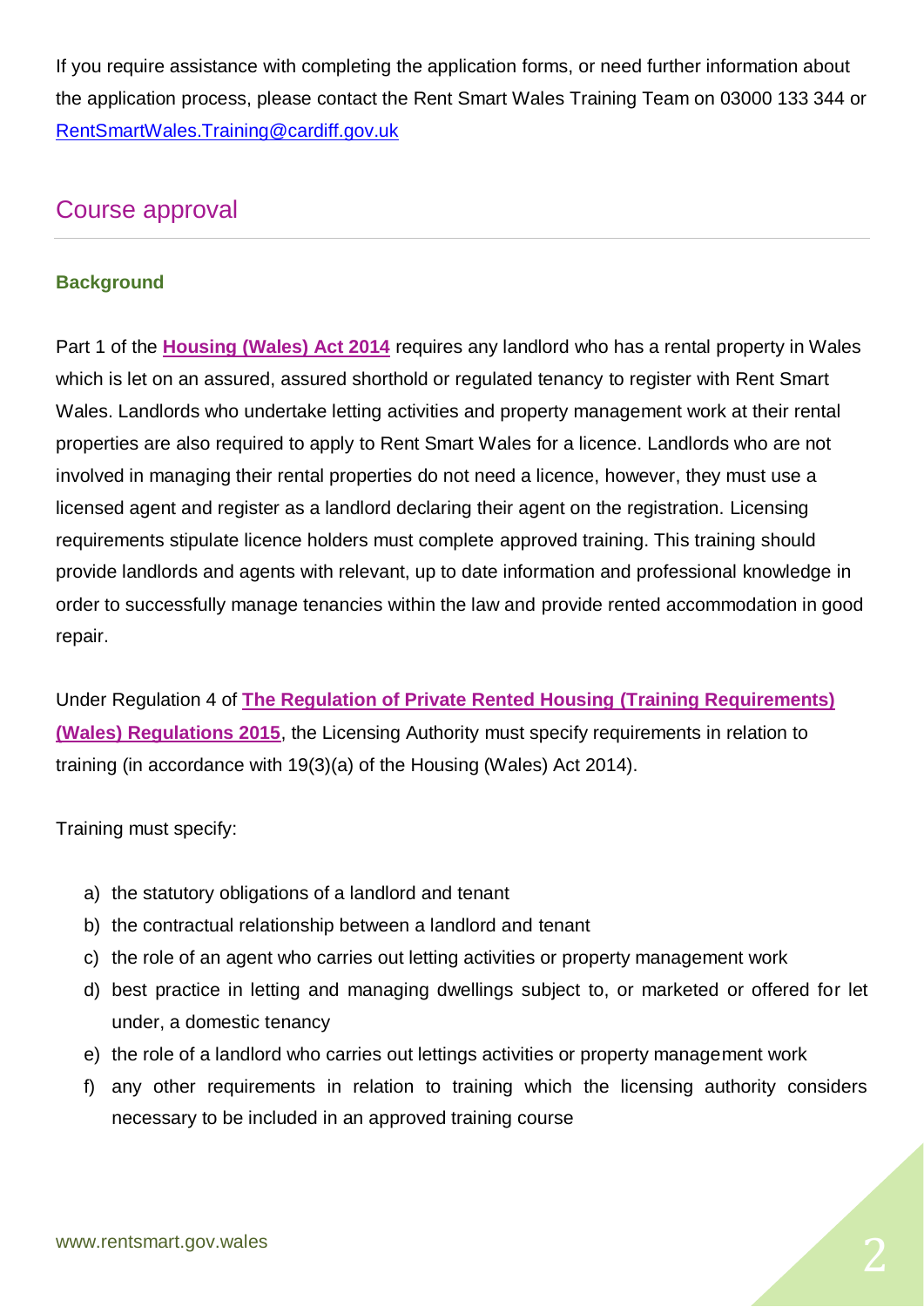If you require assistance with completing the application forms, or need further information about the application process, please contact the Rent Smart Wales Training Team on 03000 133 344 or [RentSmartWales.Training@cardiff.gov.uk](mailto:RentSmartWales.Training@cardiff.gov.uk)

## Course approval

### Background

Part 1 of the **Housing (Wales) Act 2014** requires any landlord who has a rental property in Wales which is let on an assured, assured shorthold or regulated tenancy to register with Rent Smart Wales. Landlords who undertake letting activities and property management work at their rental properties are also required to apply to Rent Smart Wales for a licence. Landlords who are not involved in managing their rental properties do not need a licence, however, they must use a licensed agent and register as a landlord declaring their agent on the registration. Licensing requirements stipulate licence holders must complete approved training. This training should provide landlords and agents with relevant, up to date information and professional knowledge in order to successfully manage tenancies within the law and provide rented accommodation in good repair.

Under Regulation 4 of **The Regulation of Private Rented Housing (Training Requirements) (Wales) Regulations 2015**, the Licensing Authority must specify requirements in relation to training (in accordance with 19(3)(a) of the Housing (Wales) Act 2014).

Training must specify:

a) the statutory obligations of a landlord and tenant
b) the contractual relationship between a landlord and tenant
c) the role of an agent who carries out letting activities or property management work
d) best practice in letting and managing dwellings subject to, or marketed or offered for let under, a domestic tenancy
e) the role of a landlord who carries out lettings activities or property management work
f) any other requirements in relation to training which the licensing authority considers necessary to be included in an approved training course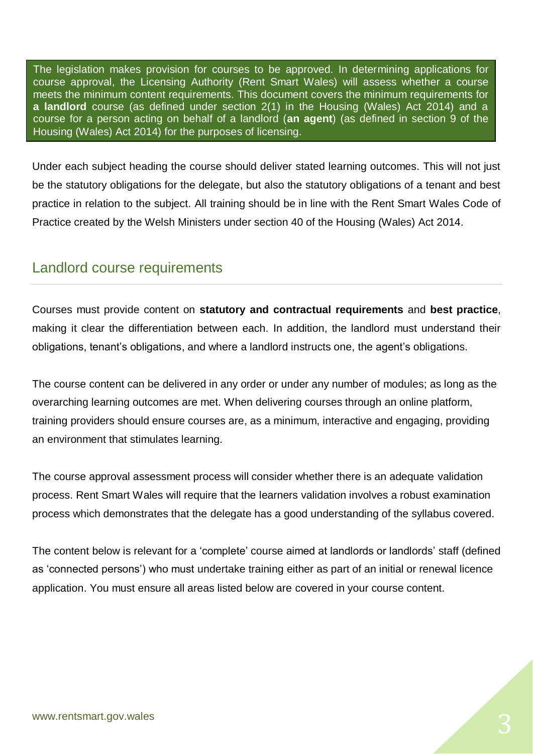The legislation makes provision for courses to be approved. In determining applications for course approval, the Licensing Authority (Rent Smart Wales) will assess whether a course meets the minimum content requirements. This document covers the minimum requirements for **a landlord** course (as defined under section 2(1) in the Housing (Wales) Act 2014) and a course for a person acting on behalf of a landlord (**an agent**) (as defined in section 9 of the Housing (Wales) Act 2014) for the purposes of licensing.

Under each subject heading the course should deliver stated learning outcomes. This will not just be the statutory obligations for the delegate, but also the statutory obligations of a tenant and best practice in relation to the subject. All training should be in line with the Rent Smart Wales Code of Practice created by the Welsh Ministers under section 40 of the Housing (Wales) Act 2014.

## Landlord course requirements

Courses must provide content on **statutory and contractual requirements** and **best practice**, making it clear the differentiation between each. In addition, the landlord must understand their obligations, tenant's obligations, and where a landlord instructs one, the agent's obligations.

The course content can be delivered in any order or under any number of modules; as long as the overarching learning outcomes are met. When delivering courses through an online platform, training providers should ensure courses are, as a minimum, interactive and engaging, providing an environment that stimulates learning.

The course approval assessment process will consider whether there is an adequate validation process. Rent Smart Wales will require that the learners validation involves a robust examination process which demonstrates that the delegate has a good understanding of the syllabus covered.

The content below is relevant for a 'complete' course aimed at landlords or landlords' staff (defined as 'connected persons') who must undertake training either as part of an initial or renewal licence application. You must ensure all areas listed below are covered in your course content.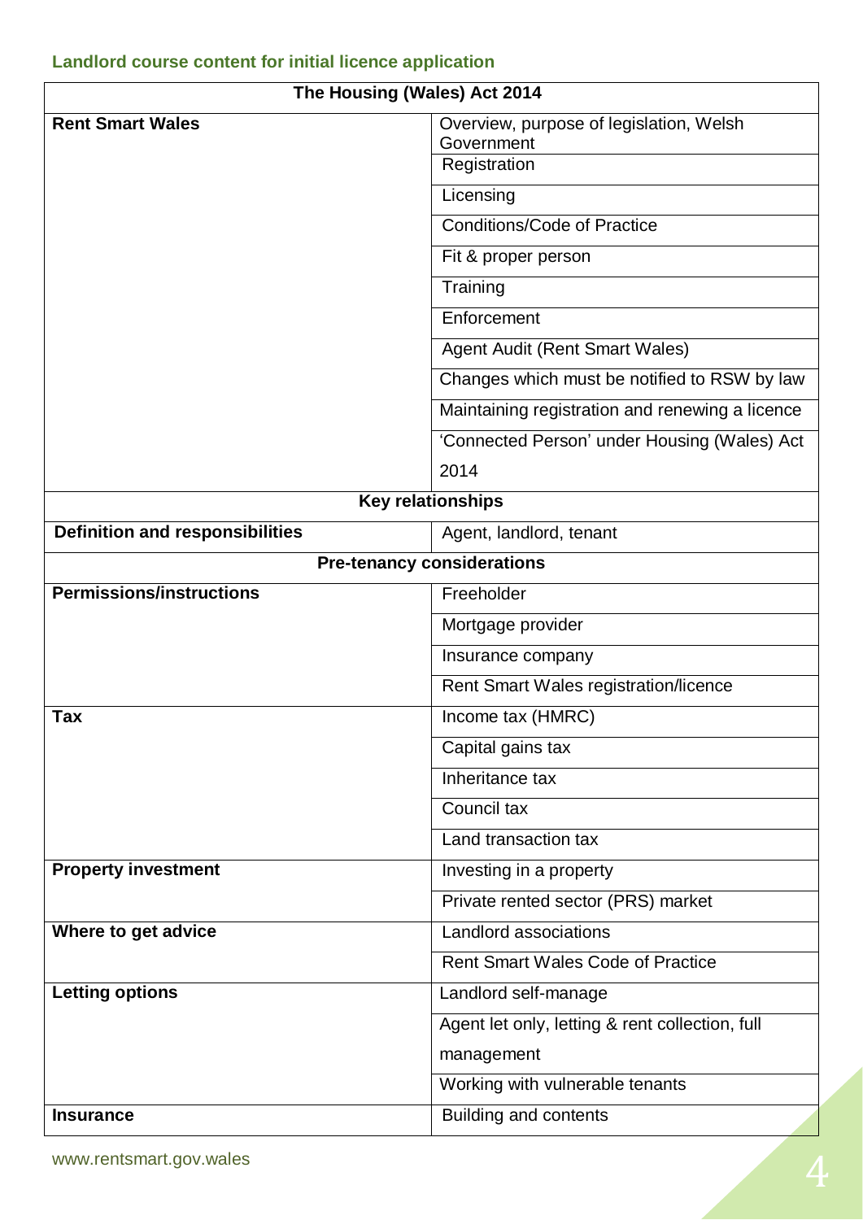### Landlord course content for initial licence application

| The Housing (Wales) Act 2014 | |
|---|---|
| **Rent Smart Wales** | Overview, purpose of legislation, Welsh Government |
| | Registration |
| | Licensing |
| | Conditions/Code of Practice |
| | Fit & proper person |
| | Training |
| | Enforcement |
| | Agent Audit (Rent Smart Wales) |
| | Changes which must be notified to RSW by law |
| | Maintaining registration and renewing a licence |
| | 'Connected Person' under Housing (Wales) Act 2014 |
| **Key relationships** | |
| **Definition and responsibilities** | Agent, landlord, tenant |
| **Pre-tenancy considerations** | |
| **Permissions/instructions** | Freeholder |
| | Mortgage provider |
| | Insurance company |
| | Rent Smart Wales registration/licence |
| **Tax** | Income tax (HMRC) |
| | Capital gains tax |
| | Inheritance tax |
| | Council tax |
| | Land transaction tax |
| **Property investment** | Investing in a property |
| | Private rented sector (PRS) market |
| **Where to get advice** | Landlord associations |
| | Rent Smart Wales Code of Practice |
| **Letting options** | Landlord self-manage |
| | Agent let only, letting & rent collection, full management |
| | Working with vulnerable tenants |
| **Insurance** | Building and contents |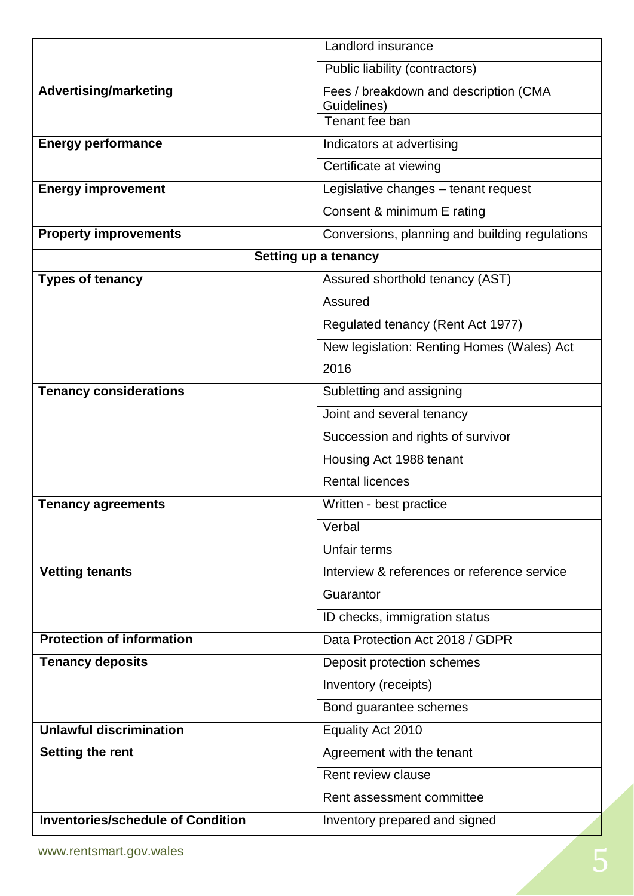| | |
|---|---|
| | Landlord insurance |
| | Public liability (contractors) |
| **Advertising/marketing** | Fees / breakdown and description (CMA Guidelines) |
| | Tenant fee ban |
| **Energy performance** | Indicators at advertising |
| | Certificate at viewing |
| **Energy improvement** | Legislative changes – tenant request |
| | Consent & minimum E rating |
| **Property improvements** | Conversions, planning and building regulations |
| **Setting up a tenancy** | |
| **Types of tenancy** | Assured shorthold tenancy (AST) |
| | Assured |
| | Regulated tenancy (Rent Act 1977) |
| | New legislation: Renting Homes (Wales) Act 2016 |
| **Tenancy considerations** | Subletting and assigning |
| | Joint and several tenancy |
| | Succession and rights of survivor |
| | Housing Act 1988 tenant |
| | Rental licences |
| **Tenancy agreements** | Written - best practice |
| | Verbal |
| | Unfair terms |
| **Vetting tenants** | Interview & references or reference service |
| | Guarantor |
| | ID checks, immigration status |
| **Protection of information** | Data Protection Act 2018 / GDPR |
| **Tenancy deposits** | Deposit protection schemes |
| | Inventory (receipts) |
| | Bond guarantee schemes |
| **Unlawful discrimination** | Equality Act 2010 |
| **Setting the rent** | Agreement with the tenant |
| | Rent review clause |
| | Rent assessment committee |
| **Inventories/schedule of Condition** | Inventory prepared and signed |

www.rentsmart.gov.wales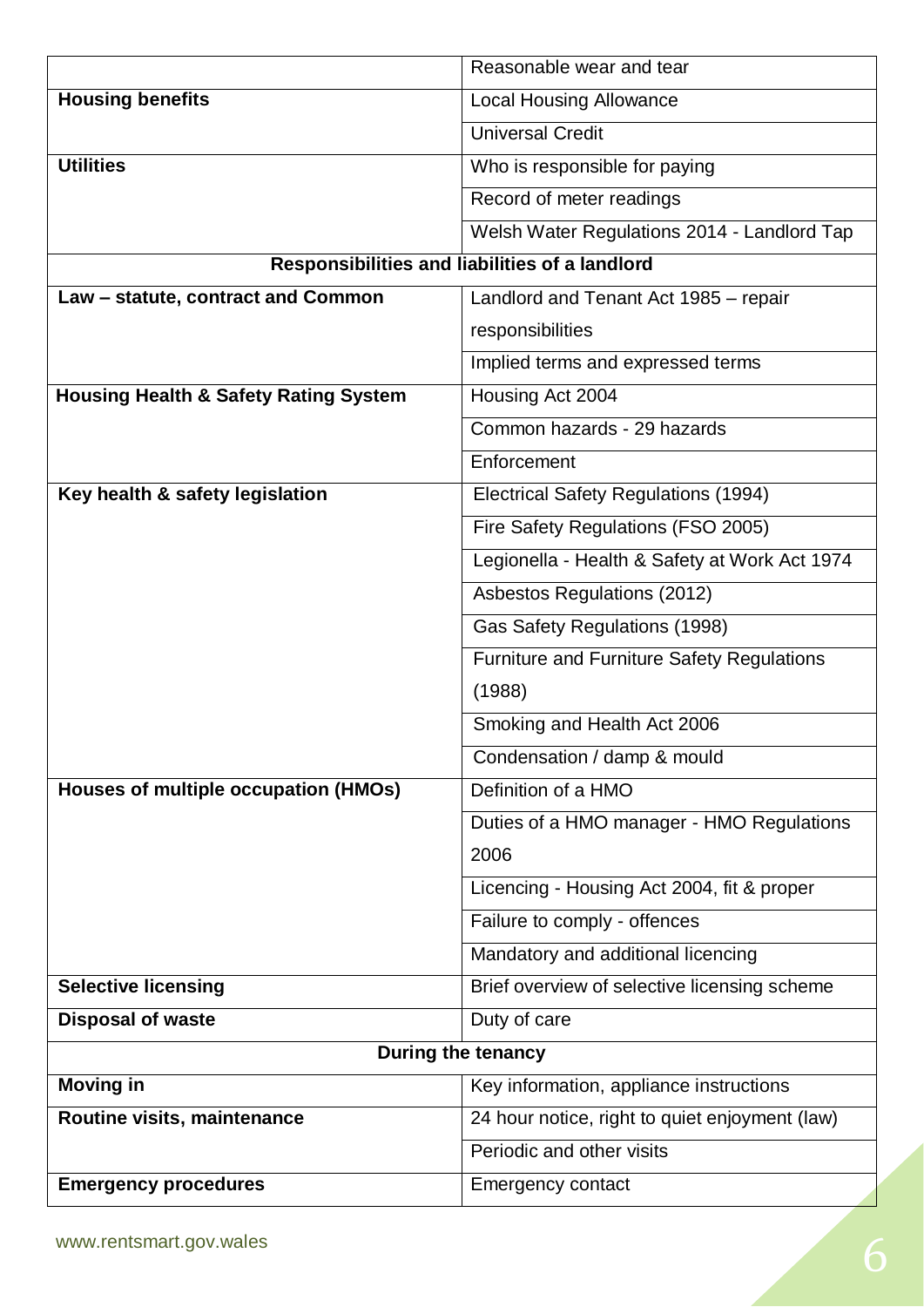| | |
|---|---|
| | Reasonable wear and tear |
| **Housing benefits** | Local Housing Allowance |
| | Universal Credit |
| **Utilities** | Who is responsible for paying |
| | Record of meter readings |
| | Welsh Water Regulations 2014 - Landlord Tap |
| **Responsibilities and liabilities of a landlord** | |
| **Law – statute, contract and Common** | Landlord and Tenant Act 1985 – repair responsibilities |
| | Implied terms and expressed terms |
| **Housing Health & Safety Rating System** | Housing Act 2004 |
| | Common hazards - 29 hazards |
| | Enforcement |
| **Key health & safety legislation** | Electrical Safety Regulations (1994) |
| | Fire Safety Regulations (FSO 2005) |
| | Legionella - Health & Safety at Work Act 1974 |
| | Asbestos Regulations (2012) |
| | Gas Safety Regulations (1998) |
| | Furniture and Furniture Safety Regulations (1988) |
| | Smoking and Health Act 2006 |
| | Condensation / damp & mould |
| **Houses of multiple occupation (HMOs)** | Definition of a HMO |
| | Duties of a HMO manager - HMO Regulations 2006 |
| | Licencing - Housing Act 2004, fit & proper |
| | Failure to comply - offences |
| | Mandatory and additional licencing |
| **Selective licensing** | Brief overview of selective licensing scheme |
| **Disposal of waste** | Duty of care |
| **During the tenancy** | |
| **Moving in** | Key information, appliance instructions |
| **Routine visits, maintenance** | 24 hour notice, right to quiet enjoyment (law) |
| | Periodic and other visits |
| **Emergency procedures** | Emergency contact |

www.rentsmart.gov.wales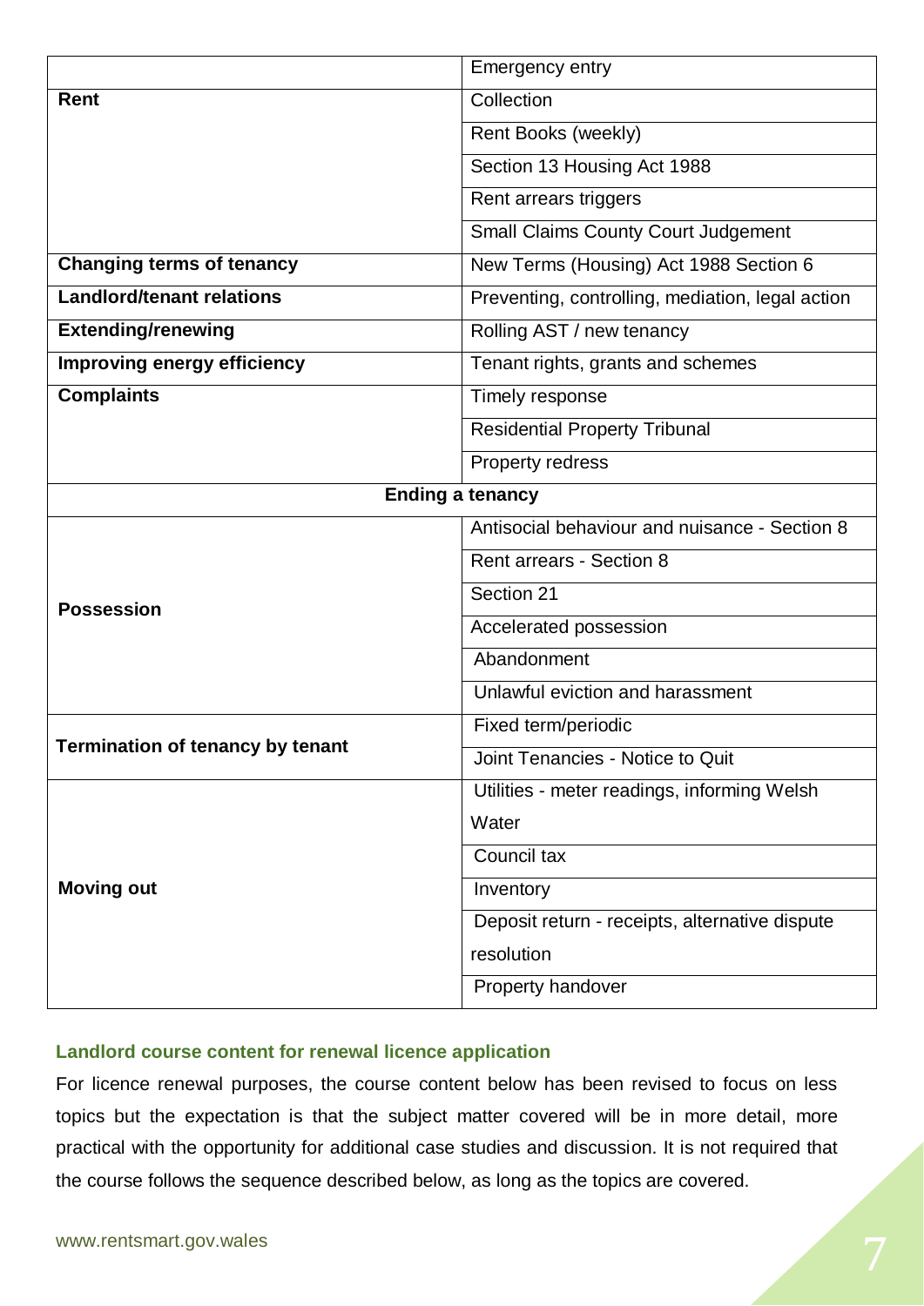| | |
|---|---|
| | Emergency entry |
| **Rent** | Collection |
| | Rent Books (weekly) |
| | Section 13 Housing Act 1988 |
| | Rent arrears triggers |
| | Small Claims County Court Judgement |
| **Changing terms of tenancy** | New Terms (Housing) Act 1988 Section 6 |
| **Landlord/tenant relations** | Preventing, controlling, mediation, legal action |
| **Extending/renewing** | Rolling AST / new tenancy |
| **Improving energy efficiency** | Tenant rights, grants and schemes |
| **Complaints** | Timely response |
| | Residential Property Tribunal |
| | Property redress |
| **Ending a tenancy** | |
| **Possession** | Antisocial behaviour and nuisance - Section 8 |
| | Rent arrears - Section 8 |
| | Section 21 |
| | Accelerated possession |
| | Abandonment |
| | Unlawful eviction and harassment |
| **Termination of tenancy by tenant** | Fixed term/periodic |
| | Joint Tenancies - Notice to Quit |
| **Moving out** | Utilities - meter readings, informing Welsh Water |
| | Council tax |
| | Inventory |
| | Deposit return - receipts, alternative dispute resolution |
| | Property handover |

### Landlord course content for renewal licence application

For licence renewal purposes, the course content below has been revised to focus on less topics but the expectation is that the subject matter covered will be in more detail, more practical with the opportunity for additional case studies and discussion. It is not required that the course follows the sequence described below, as long as the topics are covered.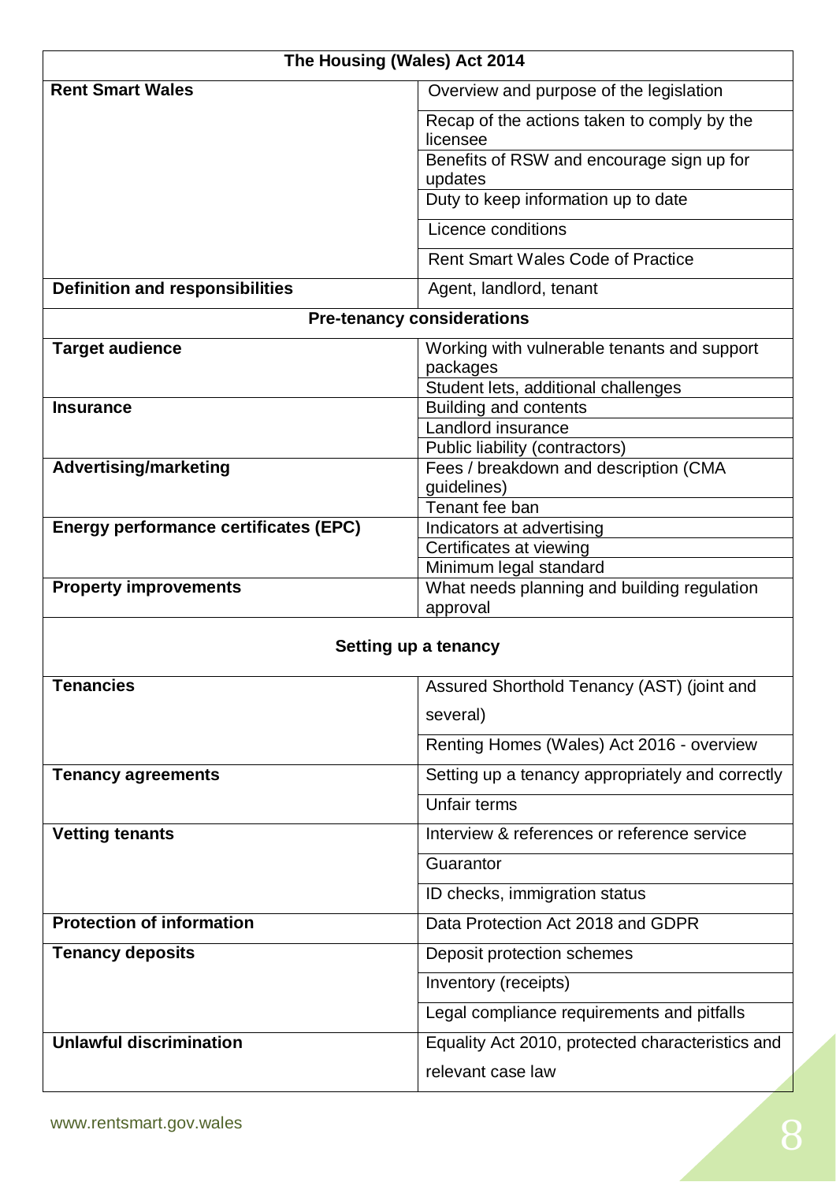| The Housing (Wales) Act 2014 | |
|---|---|
| **Rent Smart Wales** | Overview and purpose of the legislation |
| | Recap of the actions taken to comply by the licensee |
| | Benefits of RSW and encourage sign up for updates |
| | Duty to keep information up to date |
| | Licence conditions |
| | Rent Smart Wales Code of Practice |
| **Definition and responsibilities** | Agent, landlord, tenant |
| **Pre-tenancy considerations** | |
| **Target audience** | Working with vulnerable tenants and support packages |
| | Student lets, additional challenges |
| **Insurance** | Building and contents |
| | Landlord insurance |
| | Public liability (contractors) |
| **Advertising/marketing** | Fees / breakdown and description (CMA guidelines) |
| | Tenant fee ban |
| **Energy performance certificates (EPC)** | Indicators at advertising |
| | Certificates at viewing |
| | Minimum legal standard |
| **Property improvements** | What needs planning and building regulation approval |
| **Setting up a tenancy** | |
| **Tenancies** | Assured Shorthold Tenancy (AST) (joint and several) |
| | Renting Homes (Wales) Act 2016 - overview |
| **Tenancy agreements** | Setting up a tenancy appropriately and correctly |
| | Unfair terms |
| **Vetting tenants** | Interview & references or reference service |
| | Guarantor |
| | ID checks, immigration status |
| **Protection of information** | Data Protection Act 2018 and GDPR |
| **Tenancy deposits** | Deposit protection schemes |
| | Inventory (receipts) |
| | Legal compliance requirements and pitfalls |
| **Unlawful discrimination** | Equality Act 2010, protected characteristics and relevant case law |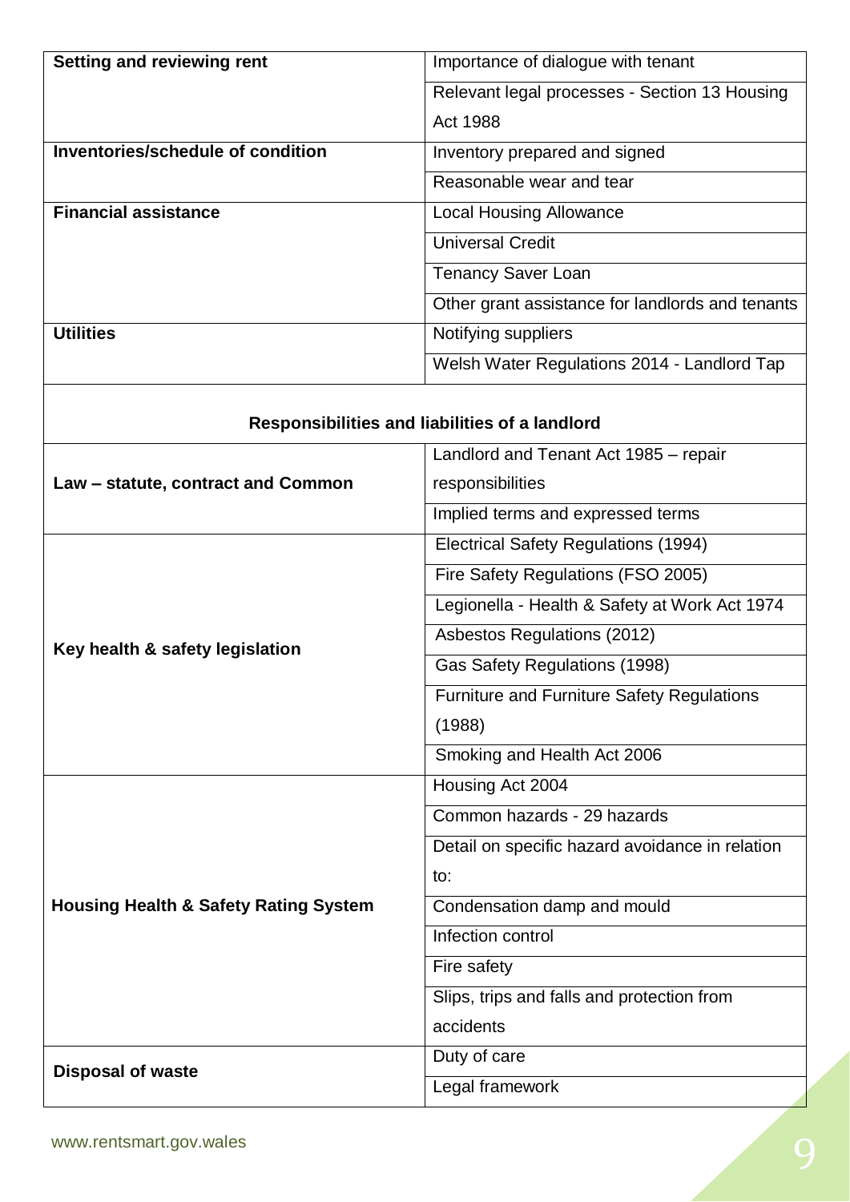| | |
|---|---|
| **Setting and reviewing rent** | Importance of dialogue with tenant |
| | Relevant legal processes - Section 13 Housing Act 1988 |
| **Inventories/schedule of condition** | Inventory prepared and signed |
| | Reasonable wear and tear |
| **Financial assistance** | Local Housing Allowance |
| | Universal Credit |
| | Tenancy Saver Loan |
| | Other grant assistance for landlords and tenants |
| **Utilities** | Notifying suppliers |
| | Welsh Water Regulations 2014 - Landlord Tap |
| **Responsibilities and liabilities of a landlord** | |
| **Law – statute, contract and Common** | Landlord and Tenant Act 1985 – repair responsibilities |
| | Implied terms and expressed terms |
| **Key health & safety legislation** | Electrical Safety Regulations (1994) |
| | Fire Safety Regulations (FSO 2005) |
| | Legionella - Health & Safety at Work Act 1974 |
| | Asbestos Regulations (2012) |
| | Gas Safety Regulations (1998) |
| | Furniture and Furniture Safety Regulations (1988) |
| | Smoking and Health Act 2006 |
| **Housing Health & Safety Rating System** | Housing Act 2004 |
| | Common hazards - 29 hazards |
| | Detail on specific hazard avoidance in relation to: |
| | Condensation damp and mould |
| | Infection control |
| | Fire safety |
| | Slips, trips and falls and protection from accidents |
| **Disposal of waste** | Duty of care |
| | Legal framework |

www.rentsmart.gov.wales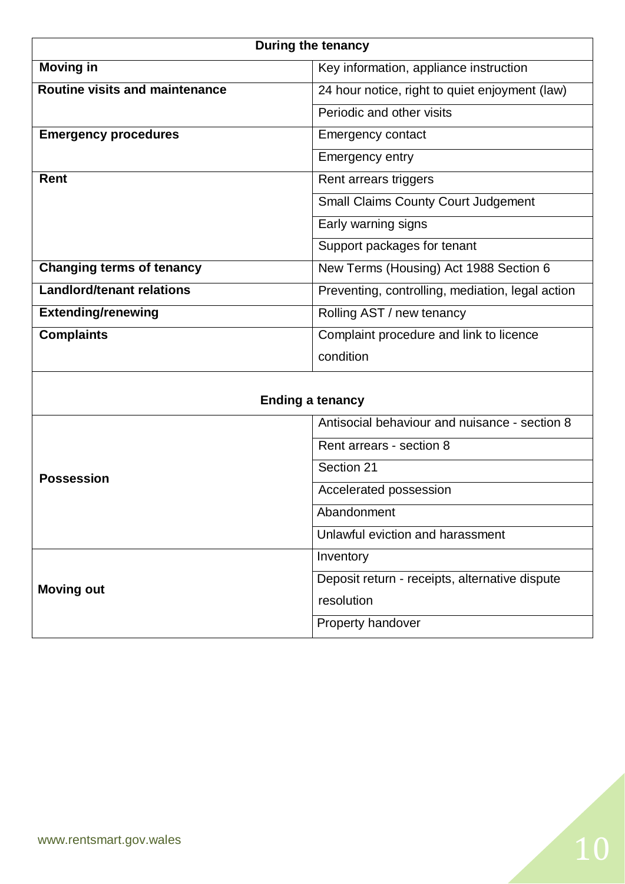| During the tenancy | |
|---|---|
| **Moving in** | Key information, appliance instruction |
| **Routine visits and maintenance** | 24 hour notice, right to quiet enjoyment (law) |
| | Periodic and other visits |
| **Emergency procedures** | Emergency contact |
| | Emergency entry |
| **Rent** | Rent arrears triggers |
| | Small Claims County Court Judgement |
| | Early warning signs |
| | Support packages for tenant |
| **Changing terms of tenancy** | New Terms (Housing) Act 1988 Section 6 |
| **Landlord/tenant relations** | Preventing, controlling, mediation, legal action |
| **Extending/renewing** | Rolling AST / new tenancy |
| **Complaints** | Complaint procedure and link to licence condition |

| Ending a tenancy | |
|---|---|
| **Possession** | Antisocial behaviour and nuisance - section 8 |
| | Rent arrears - section 8 |
| | Section 21 |
| | Accelerated possession |
| | Abandonment |
| | Unlawful eviction and harassment |
| **Moving out** | Inventory |
| | Deposit return - receipts, alternative dispute resolution |
| | Property handover |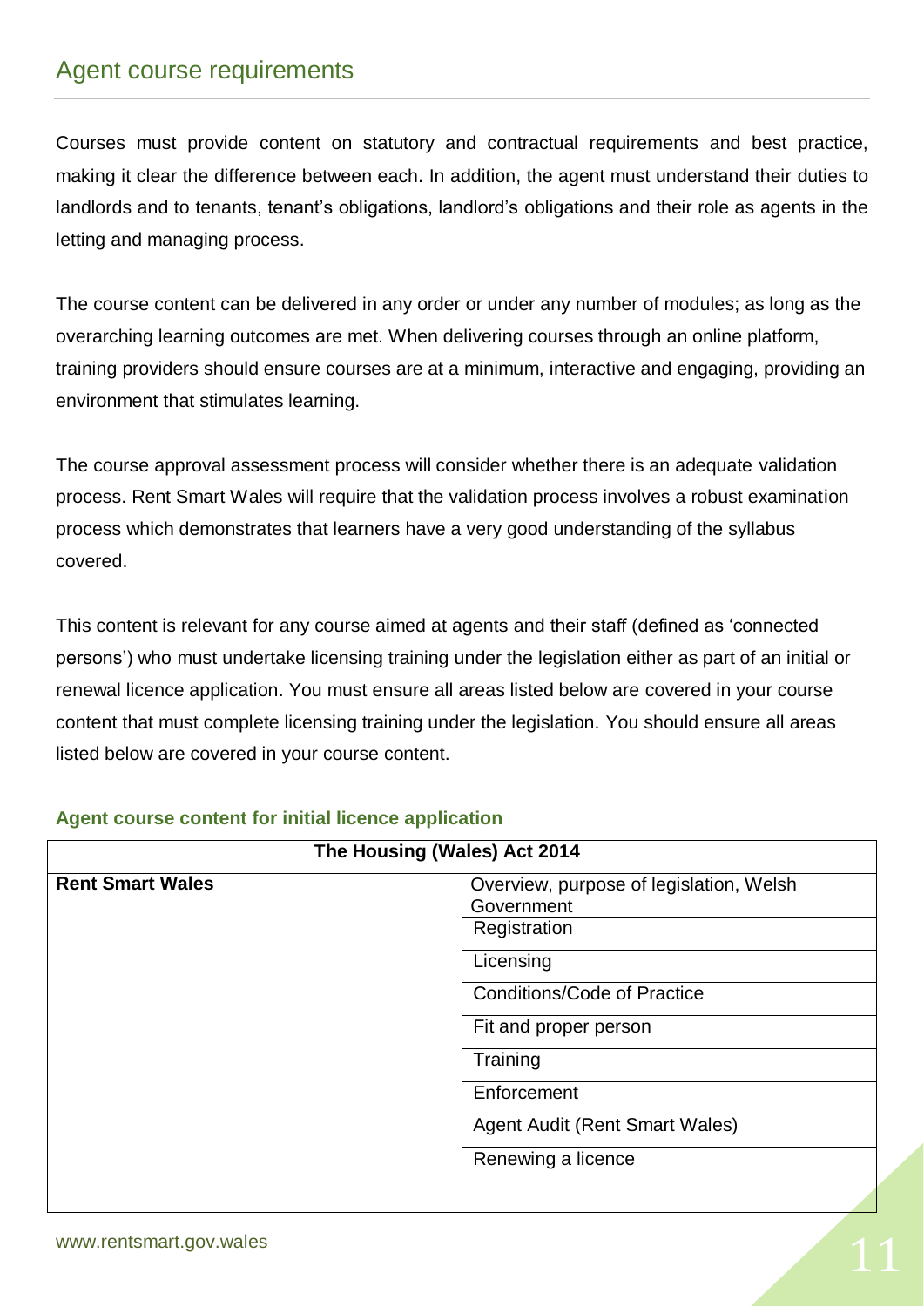## Agent course requirements

Courses must provide content on statutory and contractual requirements and best practice, making it clear the difference between each. In addition, the agent must understand their duties to landlords and to tenants, tenant's obligations, landlord's obligations and their role as agents in the letting and managing process.

The course content can be delivered in any order or under any number of modules; as long as the overarching learning outcomes are met. When delivering courses through an online platform, training providers should ensure courses are at a minimum, interactive and engaging, providing an environment that stimulates learning.

The course approval assessment process will consider whether there is an adequate validation process. Rent Smart Wales will require that the validation process involves a robust examination process which demonstrates that learners have a very good understanding of the syllabus covered.

This content is relevant for any course aimed at agents and their staff (defined as 'connected persons') who must undertake licensing training under the legislation either as part of an initial or renewal licence application. You must ensure all areas listed below are covered in your course content that must complete licensing training under the legislation. You should ensure all areas listed below are covered in your course content.

### Agent course content for initial licence application

| The Housing (Wales) Act 2014 | |
|---|---|
| **Rent Smart Wales** | Overview, purpose of legislation, Welsh Government |
| | Registration |
| | Licensing |
| | Conditions/Code of Practice |
| | Fit and proper person |
| | Training |
| | Enforcement |
| | Agent Audit (Rent Smart Wales) |
| | Renewing a licence |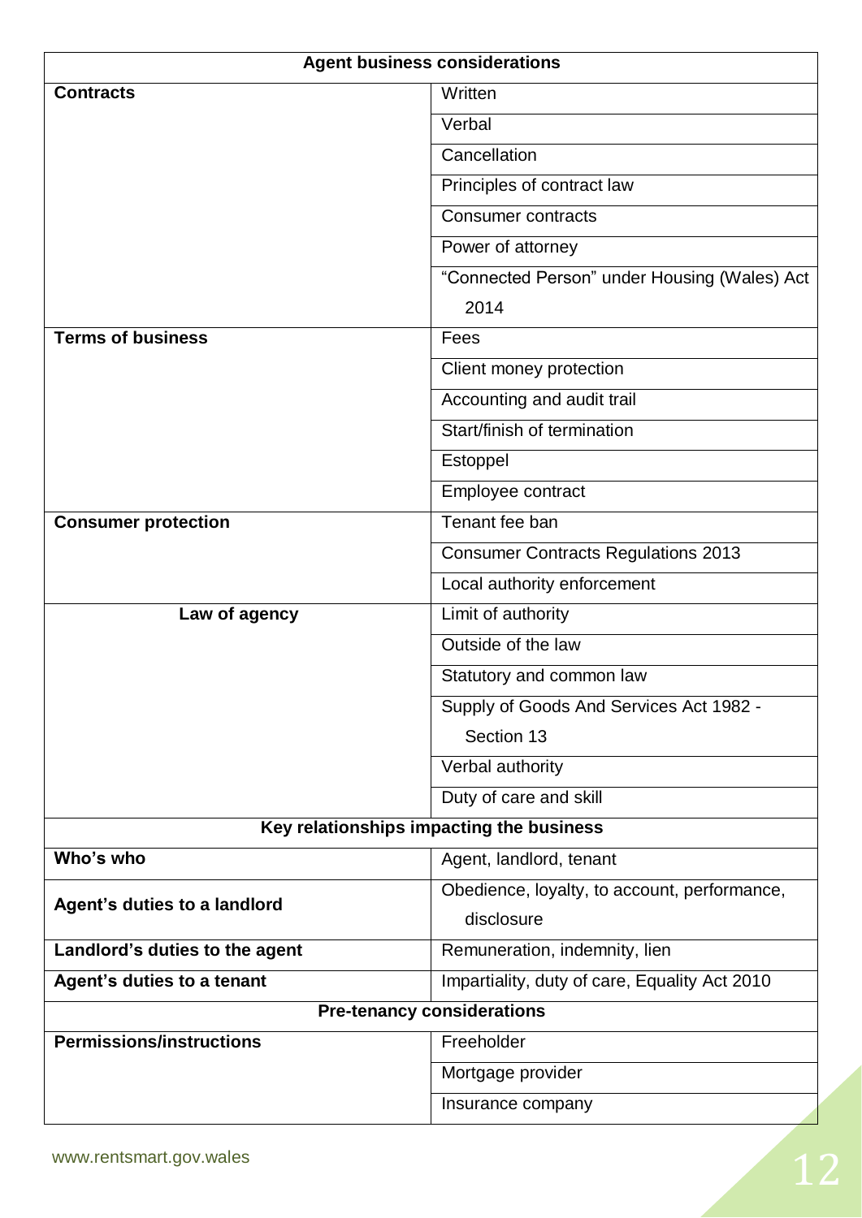| Agent business considerations | |
|---|---|
| **Contracts** | Written |
| | Verbal |
| | Cancellation |
| | Principles of contract law |
| | Consumer contracts |
| | Power of attorney |
| | "Connected Person" under Housing (Wales) Act 2014 |
| **Terms of business** | Fees |
| | Client money protection |
| | Accounting and audit trail |
| | Start/finish of termination |
| | Estoppel |
| | Employee contract |
| **Consumer protection** | Tenant fee ban |
| | Consumer Contracts Regulations 2013 |
| | Local authority enforcement |
| **Law of agency** | Limit of authority |
| | Outside of the law |
| | Statutory and common law |
| | Supply of Goods And Services Act 1982 - Section 13 |
| | Verbal authority |
| | Duty of care and skill |
| **Key relationships impacting the business** | |
| **Who's who** | Agent, landlord, tenant |
| **Agent's duties to a landlord** | Obedience, loyalty, to account, performance, disclosure |
| **Landlord's duties to the agent** | Remuneration, indemnity, lien |
| **Agent's duties to a tenant** | Impartiality, duty of care, Equality Act 2010 |
| **Pre-tenancy considerations** | |
| **Permissions/instructions** | Freeholder |
| | Mortgage provider |
| | Insurance company |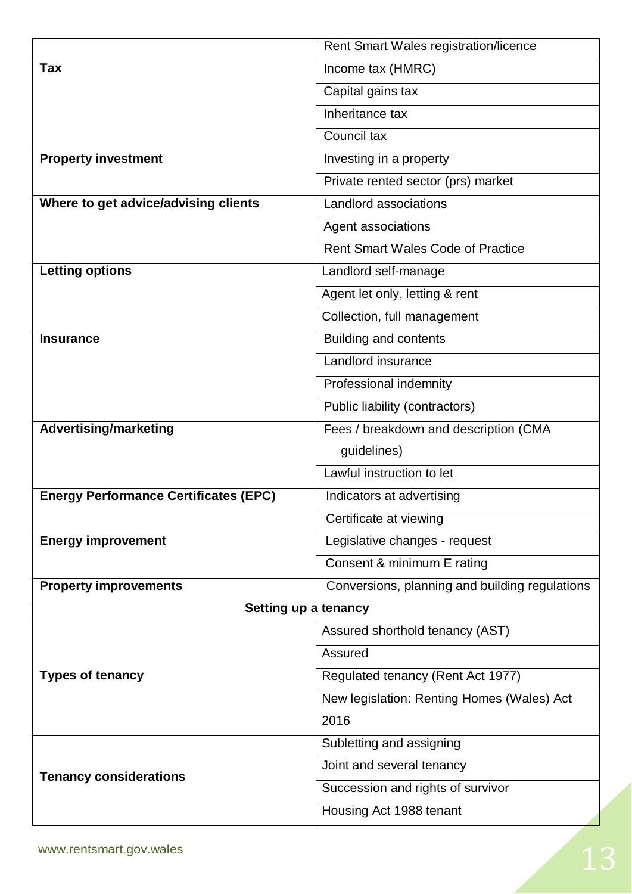| | |
|---|---|
| | Rent Smart Wales registration/licence |
| **Tax** | Income tax (HMRC) |
| | Capital gains tax |
| | Inheritance tax |
| | Council tax |
| **Property investment** | Investing in a property |
| | Private rented sector (prs) market |
| **Where to get advice/advising clients** | Landlord associations |
| | Agent associations |
| | Rent Smart Wales Code of Practice |
| **Letting options** | Landlord self-manage |
| | Agent let only, letting & rent |
| | Collection, full management |
| **Insurance** | Building and contents |
| | Landlord insurance |
| | Professional indemnity |
| | Public liability (contractors) |
| **Advertising/marketing** | Fees / breakdown and description (CMA guidelines) |
| | Lawful instruction to let |
| **Energy Performance Certificates (EPC)** | Indicators at advertising |
| | Certificate at viewing |
| **Energy improvement** | Legislative changes - request |
| | Consent & minimum E rating |
| **Property improvements** | Conversions, planning and building regulations |
| **Setting up a tenancy** | |
| **Types of tenancy** | Assured shorthold tenancy (AST) |
| | Assured |
| | Regulated tenancy (Rent Act 1977) |
| | New legislation: Renting Homes (Wales) Act 2016 |
| **Tenancy considerations** | Subletting and assigning |
| | Joint and several tenancy |
| | Succession and rights of survivor |
| | Housing Act 1988 tenant |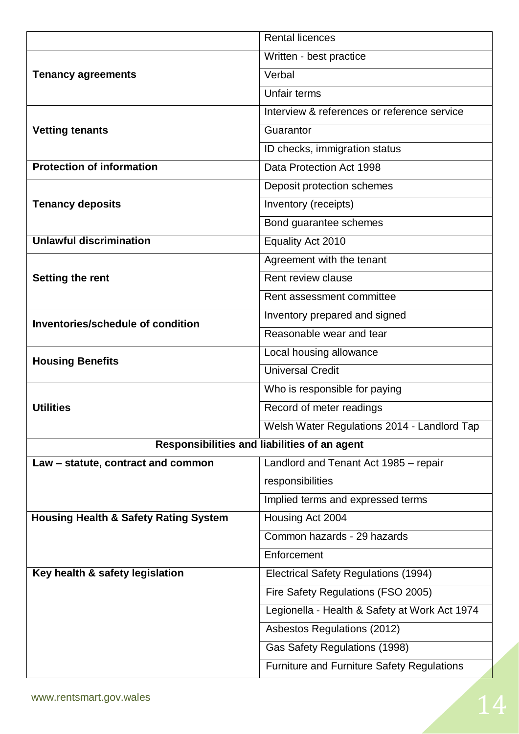| | |
|---|---|
| | Rental licences |
| **Tenancy agreements** | Written - best practice |
| | Verbal |
| | Unfair terms |
| **Vetting tenants** | Interview & references or reference service |
| | Guarantor |
| | ID checks, immigration status |
| **Protection of information** | Data Protection Act 1998 |
| **Tenancy deposits** | Deposit protection schemes |
| | Inventory (receipts) |
| | Bond guarantee schemes |
| **Unlawful discrimination** | Equality Act 2010 |
| **Setting the rent** | Agreement with the tenant |
| | Rent review clause |
| | Rent assessment committee |
| **Inventories/schedule of condition** | Inventory prepared and signed |
| | Reasonable wear and tear |
| **Housing Benefits** | Local housing allowance |
| | Universal Credit |
| **Utilities** | Who is responsible for paying |
| | Record of meter readings |
| | Welsh Water Regulations 2014 - Landlord Tap |
| **Responsibilities and liabilities of an agent** | |
| **Law – statute, contract and common** | Landlord and Tenant Act 1985 – repair responsibilities |
| | Implied terms and expressed terms |
| **Housing Health & Safety Rating System** | Housing Act 2004 |
| | Common hazards - 29 hazards |
| | Enforcement |
| **Key health & safety legislation** | Electrical Safety Regulations (1994) |
| | Fire Safety Regulations (FSO 2005) |
| | Legionella - Health & Safety at Work Act 1974 |
| | Asbestos Regulations (2012) |
| | Gas Safety Regulations (1998) |
| | Furniture and Furniture Safety Regulations |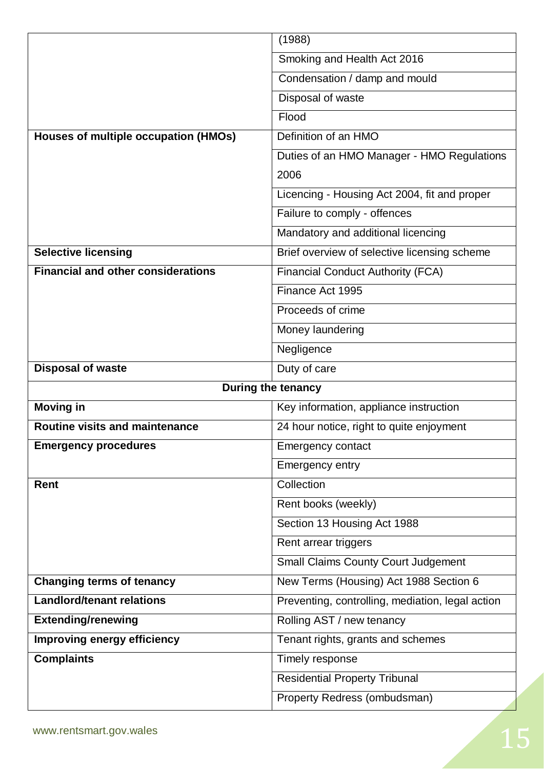| | |
|---|---|
| | (1988) |
| | Smoking and Health Act 2016 |
| | Condensation / damp and mould |
| | Disposal of waste |
| | Flood |
| **Houses of multiple occupation (HMOs)** | Definition of an HMO |
| | Duties of an HMO Manager - HMO Regulations 2006 |
| | Licencing - Housing Act 2004, fit and proper |
| | Failure to comply - offences |
| | Mandatory and additional licencing |
| **Selective licensing** | Brief overview of selective licensing scheme |
| **Financial and other considerations** | Financial Conduct Authority (FCA) |
| | Finance Act 1995 |
| | Proceeds of crime |
| | Money laundering |
| | Negligence |
| **Disposal of waste** | Duty of care |
| **During the tenancy** | |
| **Moving in** | Key information, appliance instruction |
| **Routine visits and maintenance** | 24 hour notice, right to quite enjoyment |
| **Emergency procedures** | Emergency contact |
| | Emergency entry |
| **Rent** | Collection |
| | Rent books (weekly) |
| | Section 13 Housing Act 1988 |
| | Rent arrear triggers |
| | Small Claims County Court Judgement |
| **Changing terms of tenancy** | New Terms (Housing) Act 1988 Section 6 |
| **Landlord/tenant relations** | Preventing, controlling, mediation, legal action |
| **Extending/renewing** | Rolling AST / new tenancy |
| **Improving energy efficiency** | Tenant rights, grants and schemes |
| **Complaints** | Timely response |
| | Residential Property Tribunal |
| | Property Redress (ombudsman) |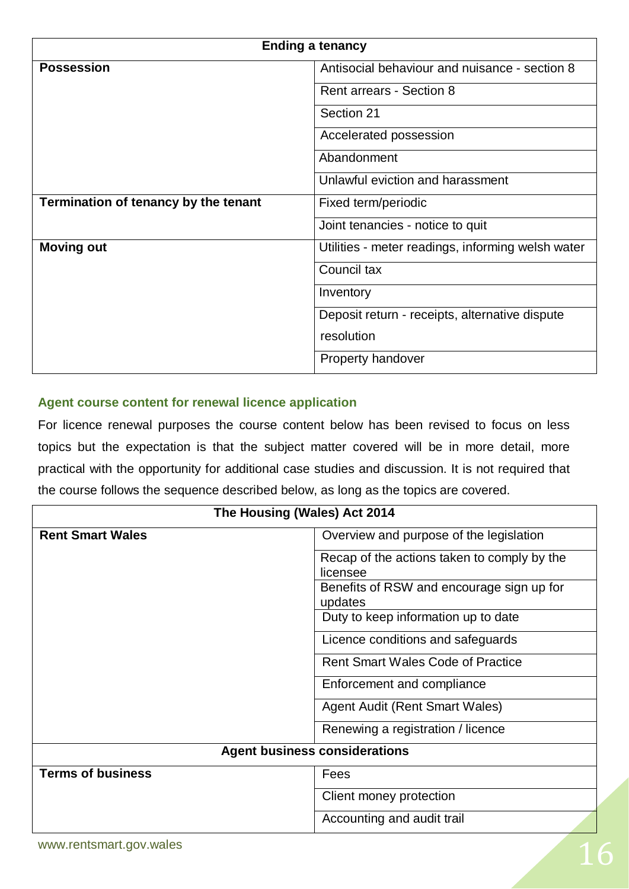| Ending a tanancy | |
|---|---|
| **Ending a tenancy** | |
| **Possession** | Antisocial behaviour and nuisance - section 8 |
| | Rent arrears - Section 8 |
| | Section 21 |
| | Accelerated possession |
| | Abandonment |
| | Unlawful eviction and harassment |
| **Termination of tenancy by the tenant** | Fixed term/periodic |
| | Joint tenancies - notice to quit |
| **Moving out** | Utilities - meter readings, informing welsh water |
| | Council tax |
| | Inventory |
| | Deposit return - receipts, alternative dispute resolution |
| | Property handover |

### Agent course content for renewal licence application

For licence renewal purposes the course content below has been revised to focus on less topics but the expectation is that the subject matter covered will be in more detail, more practical with the opportunity for additional case studies and discussion. It is not required that the course follows the sequence described below, as long as the topics are covered.

| **The Housing (Wales) Act 2014** | |
|---|---|
| **Rent Smart Wales** | Overview and purpose of the legislation |
| | Recap of the actions taken to comply by the licensee |
| | Benefits of RSW and encourage sign up for updates |
| | Duty to keep information up to date |
| | Licence conditions and safeguards |
| | Rent Smart Wales Code of Practice |
| | Enforcement and compliance |
| | Agent Audit (Rent Smart Wales) |
| | Renewing a registration / licence |
| **Agent business considerations** | |
| **Terms of business** | Fees |
| | Client money protection |
| | Accounting and audit trail |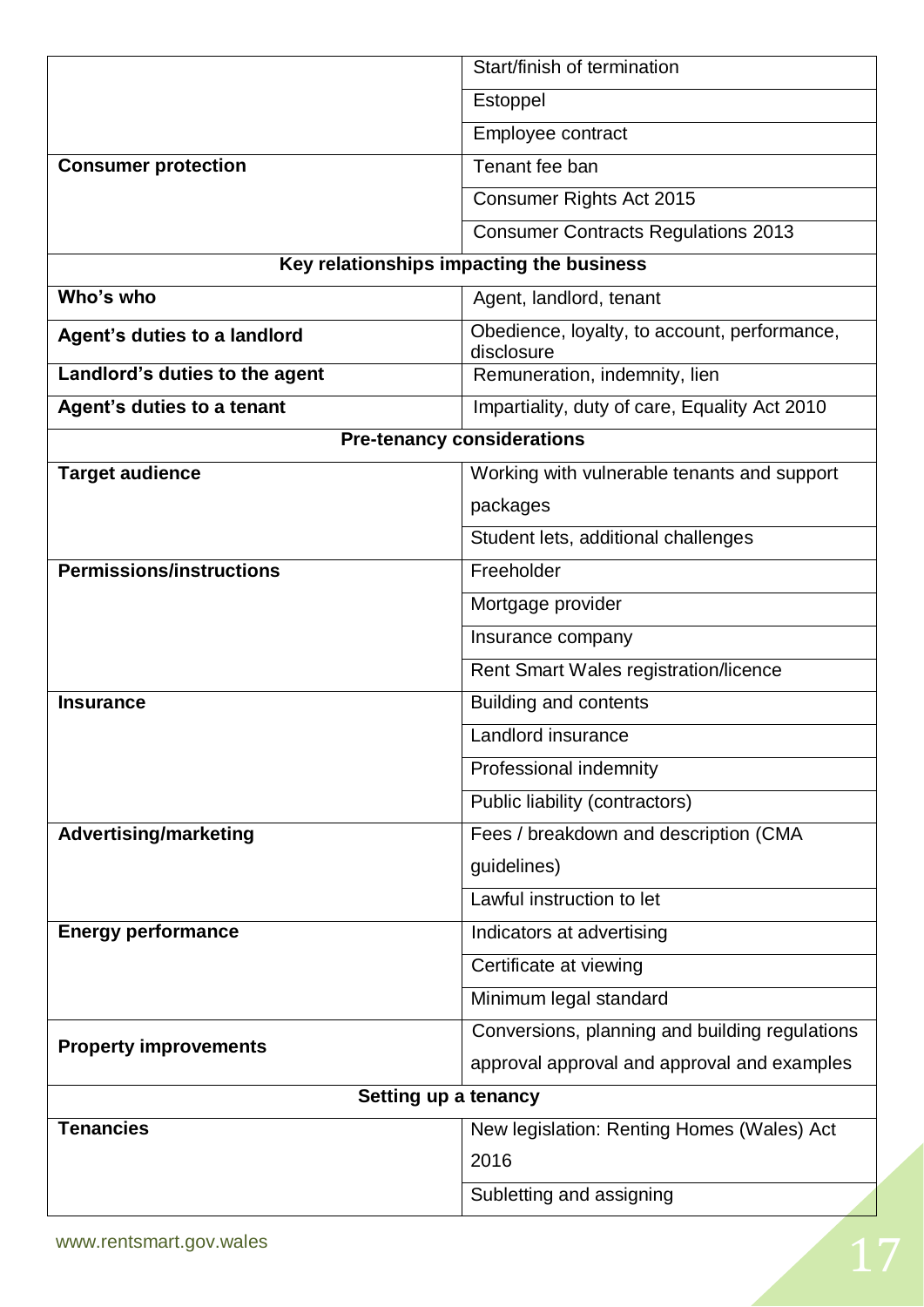| | |
|---|---|
| | Start/finish of termination |
| | Estoppel |
| | Employee contract |
| **Consumer protection** | Tenant fee ban |
| | Consumer Rights Act 2015 |
| | Consumer Contracts Regulations 2013 |
| **Key relationships impacting the business** | |
| **Who's who** | Agent, landlord, tenant |
| **Agent's duties to a landlord** | Obedience, loyalty, to account, performance, disclosure |
| **Landlord's duties to the agent** | Remuneration, indemnity, lien |
| **Agent's duties to a tenant** | Impartiality, duty of care, Equality Act 2010 |
| **Pre-tenancy considerations** | |
| **Target audience** | Working with vulnerable tenants and support packages |
| | Student lets, additional challenges |
| **Permissions/instructions** | Freeholder |
| | Mortgage provider |
| | Insurance company |
| | Rent Smart Wales registration/licence |
| **Insurance** | Building and contents |
| | Landlord insurance |
| | Professional indemnity |
| | Public liability (contractors) |
| **Advertising/marketing** | Fees / breakdown and description (CMA guidelines) |
| | Lawful instruction to let |
| **Energy performance** | Indicators at advertising |
| | Certificate at viewing |
| | Minimum legal standard |
| **Property improvements** | Conversions, planning and building regulations approval approval and approval and examples |
| **Setting up a tenancy** | |
| **Tenancies** | New legislation: Renting Homes (Wales) Act 2016 |
| | Subletting and assigning |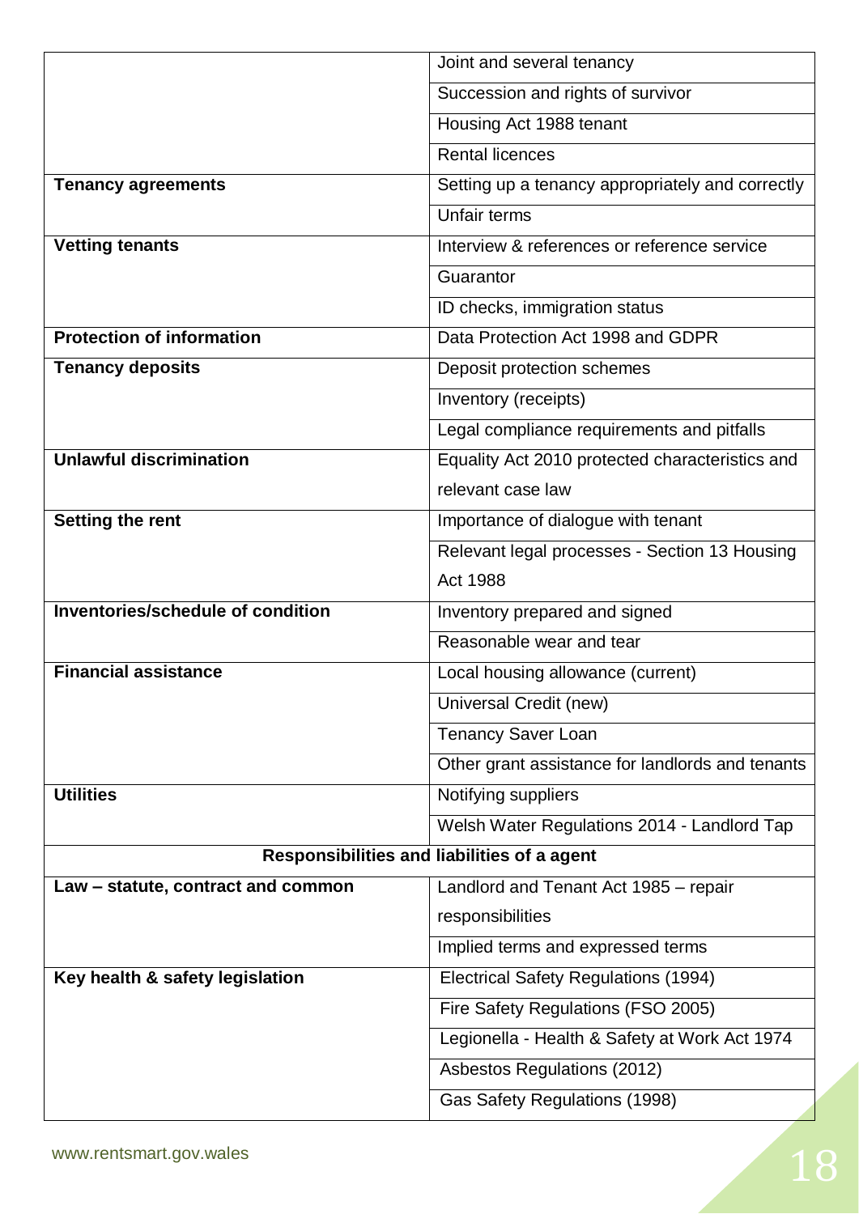| | |
|---|---|
| | Joint and several tenancy |
| | Succession and rights of survivor |
| | Housing Act 1988 tenant |
| | Rental licences |
| **Tenancy agreements** | Setting up a tenancy appropriately and correctly |
| | Unfair terms |
| **Vetting tenants** | Interview & references or reference service |
| | Guarantor |
| | ID checks, immigration status |
| **Protection of information** | Data Protection Act 1998 and GDPR |
| **Tenancy deposits** | Deposit protection schemes |
| | Inventory (receipts) |
| | Legal compliance requirements and pitfalls |
| **Unlawful discrimination** | Equality Act 2010 protected characteristics and relevant case law |
| **Setting the rent** | Importance of dialogue with tenant |
| | Relevant legal processes - Section 13 Housing Act 1988 |
| **Inventories/schedule of condition** | Inventory prepared and signed |
| | Reasonable wear and tear |
| **Financial assistance** | Local housing allowance (current) |
| | Universal Credit (new) |
| | Tenancy Saver Loan |
| | Other grant assistance for landlords and tenants |
| **Utilities** | Notifying suppliers |
| | Welsh Water Regulations 2014 - Landlord Tap |
| **Responsibilities and liabilities of a agent** | |
| **Law – statute, contract and common** | Landlord and Tenant Act 1985 – repair responsibilities |
| | Implied terms and expressed terms |
| **Key health & safety legislation** | Electrical Safety Regulations (1994) |
| | Fire Safety Regulations (FSO 2005) |
| | Legionella - Health & Safety at Work Act 1974 |
| | Asbestos Regulations (2012) |
| | Gas Safety Regulations (1998) |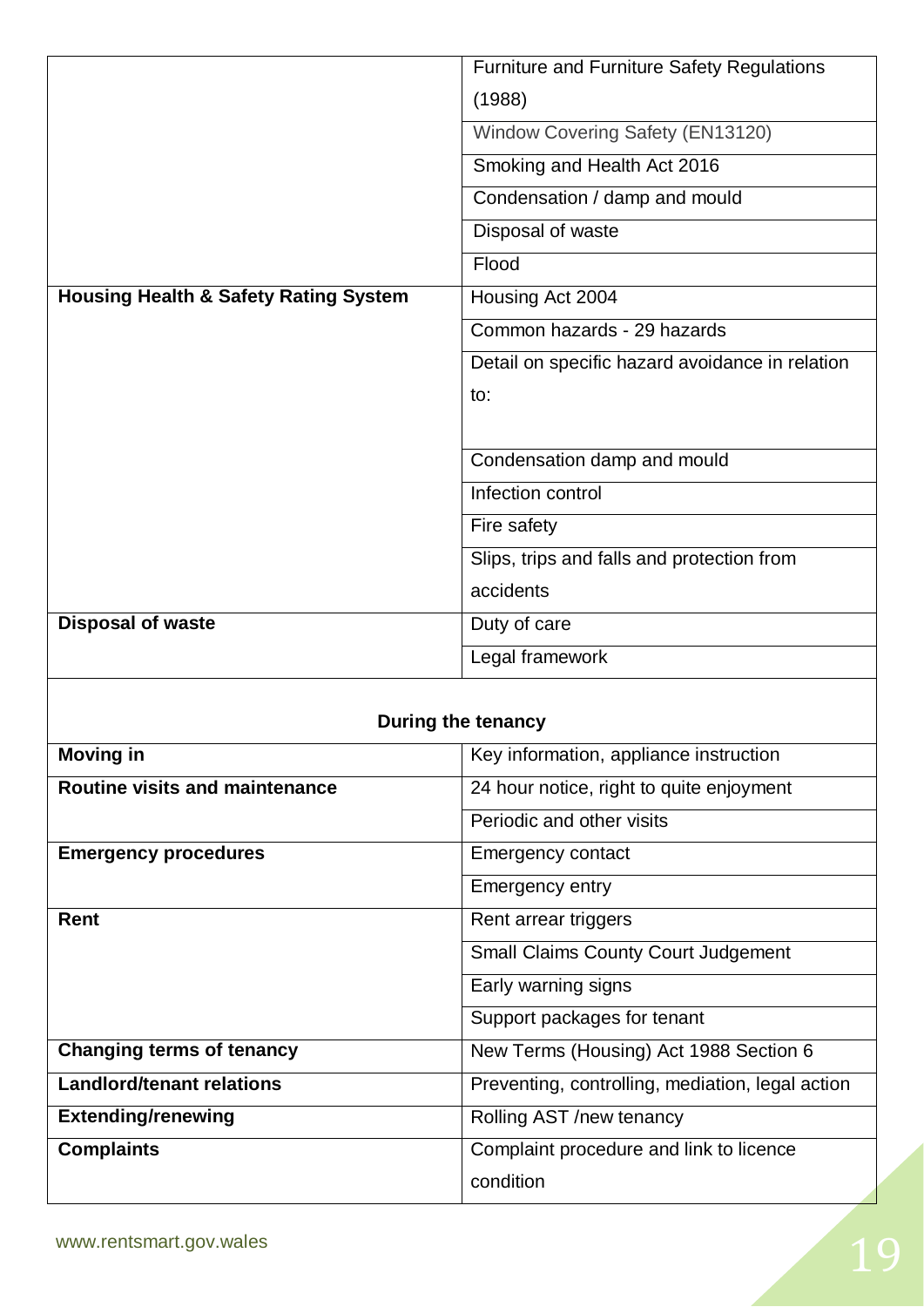| | |
|---|---|
| | Furniture and Furniture Safety Regulations (1988) |
| | Window Covering Safety (EN13120) |
| | Smoking and Health Act 2016 |
| | Condensation / damp and mould |
| | Disposal of waste |
| | Flood |
| **Housing Health & Safety Rating System** | Housing Act 2004 |
| | Common hazards - 29 hazards |
| | Detail on specific hazard avoidance in relation to: |
| | Condensation damp and mould |
| | Infection control |
| | Fire safety |
| | Slips, trips and falls and protection from accidents |
| **Disposal of waste** | Duty of care |
| | Legal framework |
| **During the tenancy** | |
| **Moving in** | Key information, appliance instruction |
| **Routine visits and maintenance** | 24 hour notice, right to quite enjoyment |
| | Periodic and other visits |
| **Emergency procedures** | Emergency contact |
| | Emergency entry |
| **Rent** | Rent arrear triggers |
| | Small Claims County Court Judgement |
| | Early warning signs |
| | Support packages for tenant |
| **Changing terms of tenancy** | New Terms (Housing) Act 1988 Section 6 |
| **Landlord/tenant relations** | Preventing, controlling, mediation, legal action |
| **Extending/renewing** | Rolling AST /new tenancy |
| **Complaints** | Complaint procedure and link to licence condition |

www.rentsmart.gov.wales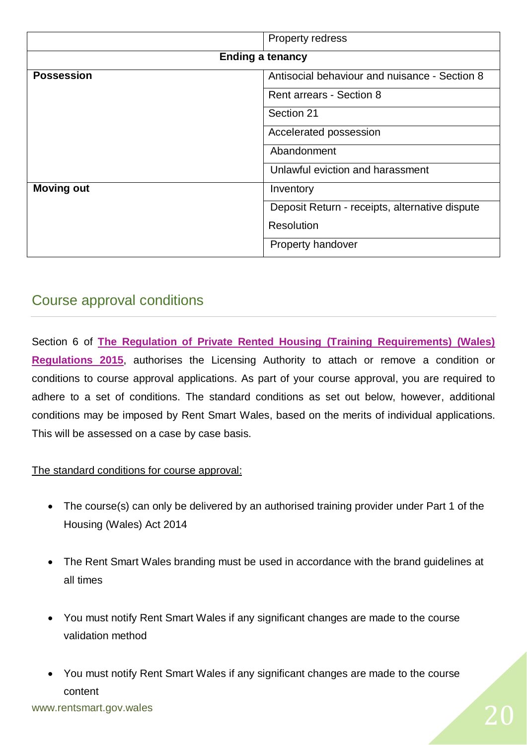| | |
|---|---|
| | Property redress |
| **Ending a tenancy** | |
| **Possession** | Antisocial behaviour and nuisance - Section 8 |
| | Rent arrears - Section 8 |
| | Section 21 |
| | Accelerated possession |
| | Abandonment |
| | Unlawful eviction and harassment |
| **Moving out** | Inventory |
| | Deposit Return - receipts, alternative dispute Resolution |
| | Property handover |

## Course approval conditions

Section 6 of **The Regulation of Private Rented Housing (Training Requirements) (Wales) Regulations 2015**, authorises the Licensing Authority to attach or remove a condition or conditions to course approval applications. As part of your course approval, you are required to adhere to a set of conditions. The standard conditions as set out below, however, additional conditions may be imposed by Rent Smart Wales, based on the merits of individual applications. This will be assessed on a case by case basis.

The standard conditions for course approval:

- The course(s) can only be delivered by an authorised training provider under Part 1 of the Housing (Wales) Act 2014
- The Rent Smart Wales branding must be used in accordance with the brand guidelines at all times
- You must notify Rent Smart Wales if any significant changes are made to the course validation method
- You must notify Rent Smart Wales if any significant changes are made to the course content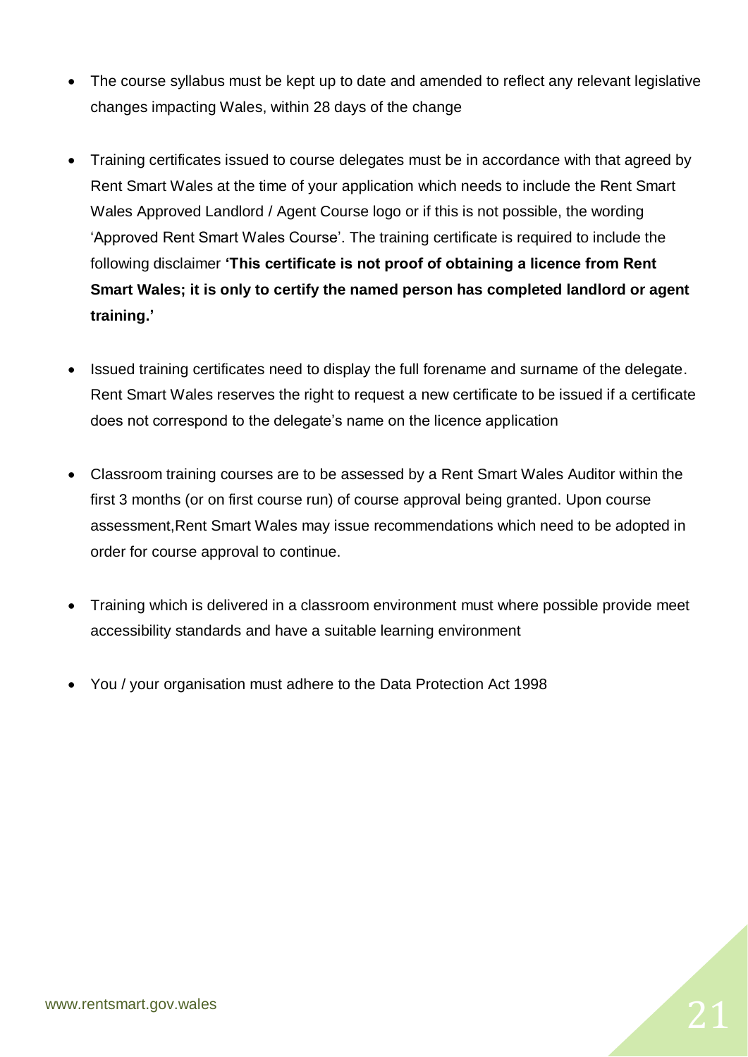- The course syllabus must be kept up to date and amended to reflect any relevant legislative changes impacting Wales, within 28 days of the change

- Training certificates issued to course delegates must be in accordance with that agreed by Rent Smart Wales at the time of your application which needs to include the Rent Smart Wales Approved Landlord / Agent Course logo or if this is not possible, the wording 'Approved Rent Smart Wales Course'. The training certificate is required to include the following disclaimer **'This certificate is not proof of obtaining a licence from Rent Smart Wales; it is only to certify the named person has completed landlord or agent training.'**

- Issued training certificates need to display the full forename and surname of the delegate. Rent Smart Wales reserves the right to request a new certificate to be issued if a certificate does not correspond to the delegate's name on the licence application

- Classroom training courses are to be assessed by a Rent Smart Wales Auditor within the first 3 months (or on first course run) of course approval being granted. Upon course assessment,Rent Smart Wales may issue recommendations which need to be adopted in order for course approval to continue.

- Training which is delivered in a classroom environment must where possible provide meet accessibility standards and have a suitable learning environment

- You / your organisation must adhere to the Data Protection Act 1998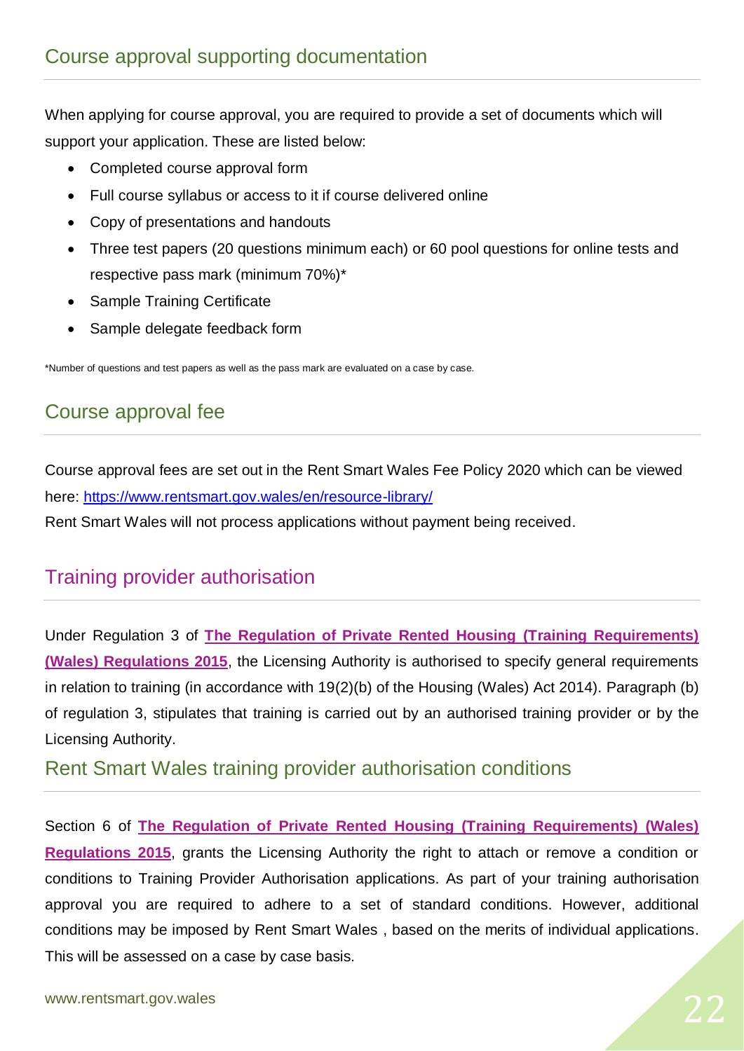## Course approval supporting documentation

When applying for course approval, you are required to provide a set of documents which will support your application. These are listed below:

- Completed course approval form
- Full course syllabus or access to it if course delivered online
- Copy of presentations and handouts
- Three test papers (20 questions minimum each) or 60 pool questions for online tests and respective pass mark (minimum 70%)*
- Sample Training Certificate
- Sample delegate feedback form

*Number of questions and test papers as well as the pass mark are evaluated on a case by case.

## Course approval fee

Course approval fees are set out in the Rent Smart Wales Fee Policy 2020 which can be viewed here: https://www.rentsmart.gov.wales/en/resource-library/

Rent Smart Wales will not process applications without payment being received.

## Training provider authorisation

Under Regulation 3 of **The Regulation of Private Rented Housing (Training Requirements) (Wales) Regulations 2015**, the Licensing Authority is authorised to specify general requirements in relation to training (in accordance with 19(2)(b) of the Housing (Wales) Act 2014). Paragraph (b) of regulation 3, stipulates that training is carried out by an authorised training provider or by the Licensing Authority.

## Rent Smart Wales training provider authorisation conditions

Section 6 of **The Regulation of Private Rented Housing (Training Requirements) (Wales) Regulations 2015**, grants the Licensing Authority the right to attach or remove a condition or conditions to Training Provider Authorisation applications. As part of your training authorisation approval you are required to adhere to a set of standard conditions. However, additional conditions may be imposed by Rent Smart Wales , based on the merits of individual applications. This will be assessed on a case by case basis.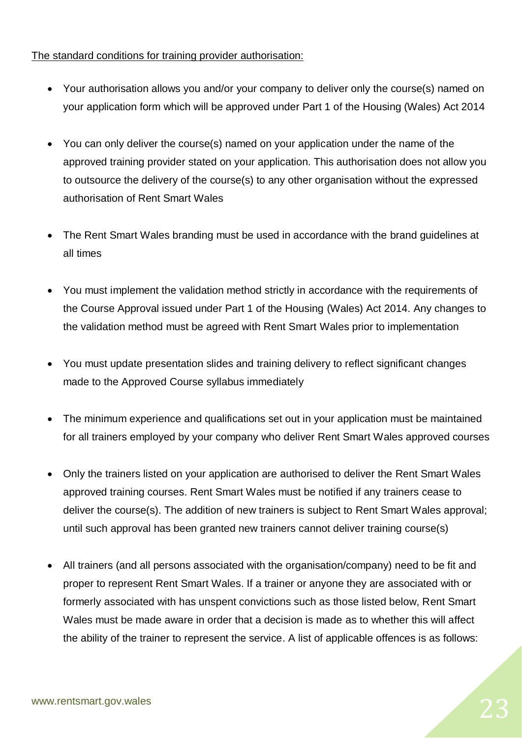The standard conditions for training provider authorisation:

- Your authorisation allows you and/or your company to deliver only the course(s) named on your application form which will be approved under Part 1 of the Housing (Wales) Act 2014
- You can only deliver the course(s) named on your application under the name of the approved training provider stated on your application. This authorisation does not allow you to outsource the delivery of the course(s) to any other organisation without the expressed authorisation of Rent Smart Wales
- The Rent Smart Wales branding must be used in accordance with the brand guidelines at all times
- You must implement the validation method strictly in accordance with the requirements of the Course Approval issued under Part 1 of the Housing (Wales) Act 2014. Any changes to the validation method must be agreed with Rent Smart Wales prior to implementation
- You must update presentation slides and training delivery to reflect significant changes made to the Approved Course syllabus immediately
- The minimum experience and qualifications set out in your application must be maintained for all trainers employed by your company who deliver Rent Smart Wales approved courses
- Only the trainers listed on your application are authorised to deliver the Rent Smart Wales approved training courses. Rent Smart Wales must be notified if any trainers cease to deliver the course(s). The addition of new trainers is subject to Rent Smart Wales approval; until such approval has been granted new trainers cannot deliver training course(s)
- All trainers (and all persons associated with the organisation/company) need to be fit and proper to represent Rent Smart Wales. If a trainer or anyone they are associated with or formerly associated with has unspent convictions such as those listed below, Rent Smart Wales must be made aware in order that a decision is made as to whether this will affect the ability of the trainer to represent the service. A list of applicable offences is as follows: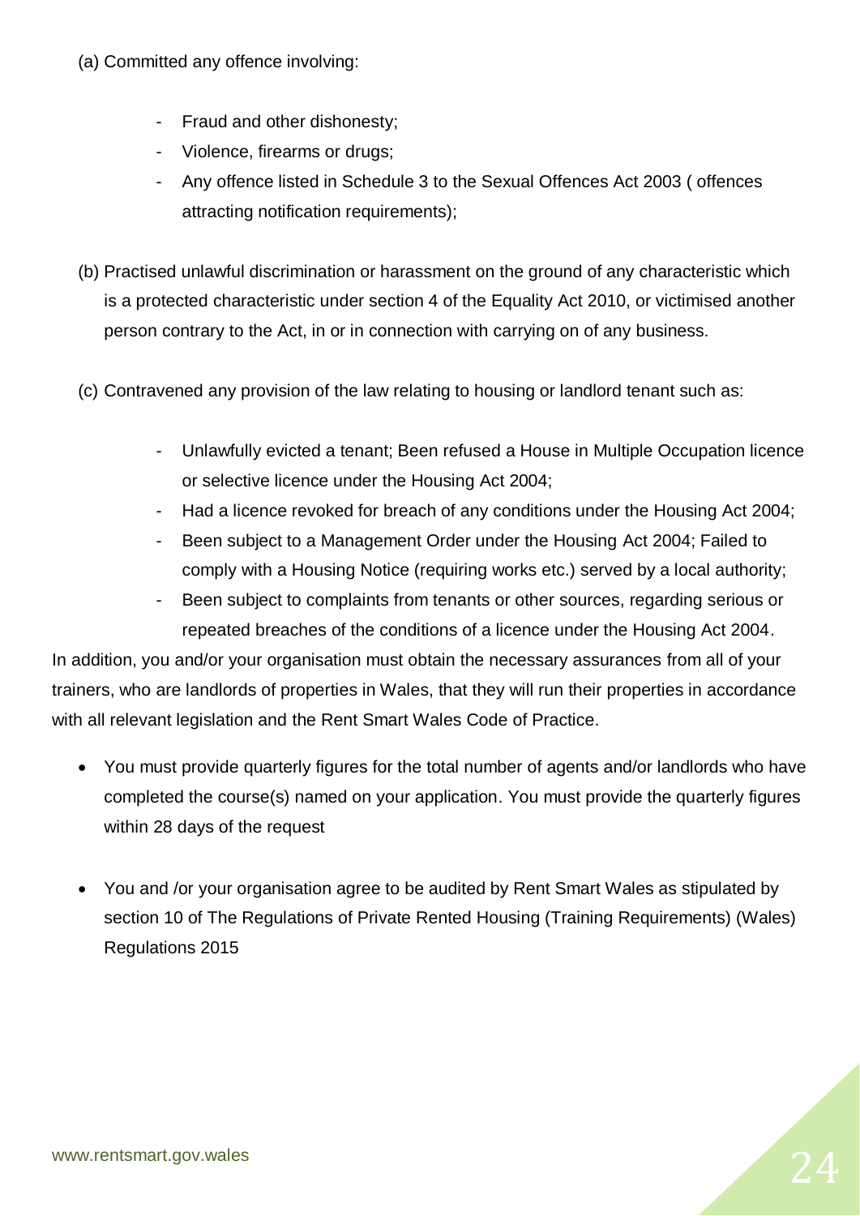(a) Committed any offence involving:

  - Fraud and other dishonesty;
  - Violence, firearms or drugs;
  - Any offence listed in Schedule 3 to the Sexual Offences Act 2003 ( offences attracting notification requirements);

(b) Practised unlawful discrimination or harassment on the ground of any characteristic which is a protected characteristic under section 4 of the Equality Act 2010, or victimised another person contrary to the Act, in or in connection with carrying on of any business.

(c) Contravened any provision of the law relating to housing or landlord tenant such as:

  - Unlawfully evicted a tenant; Been refused a House in Multiple Occupation licence or selective licence under the Housing Act 2004;
  - Had a licence revoked for breach of any conditions under the Housing Act 2004;
  - Been subject to a Management Order under the Housing Act 2004; Failed to comply with a Housing Notice (requiring works etc.) served by a local authority;
  - Been subject to complaints from tenants or other sources, regarding serious or repeated breaches of the conditions of a licence under the Housing Act 2004.

In addition, you and/or your organisation must obtain the necessary assurances from all of your trainers, who are landlords of properties in Wales, that they will run their properties in accordance with all relevant legislation and the Rent Smart Wales Code of Practice.

- You must provide quarterly figures for the total number of agents and/or landlords who have completed the course(s) named on your application. You must provide the quarterly figures within 28 days of the request

- You and /or your organisation agree to be audited by Rent Smart Wales as stipulated by section 10 of The Regulations of Private Rented Housing (Training Requirements) (Wales) Regulations 2015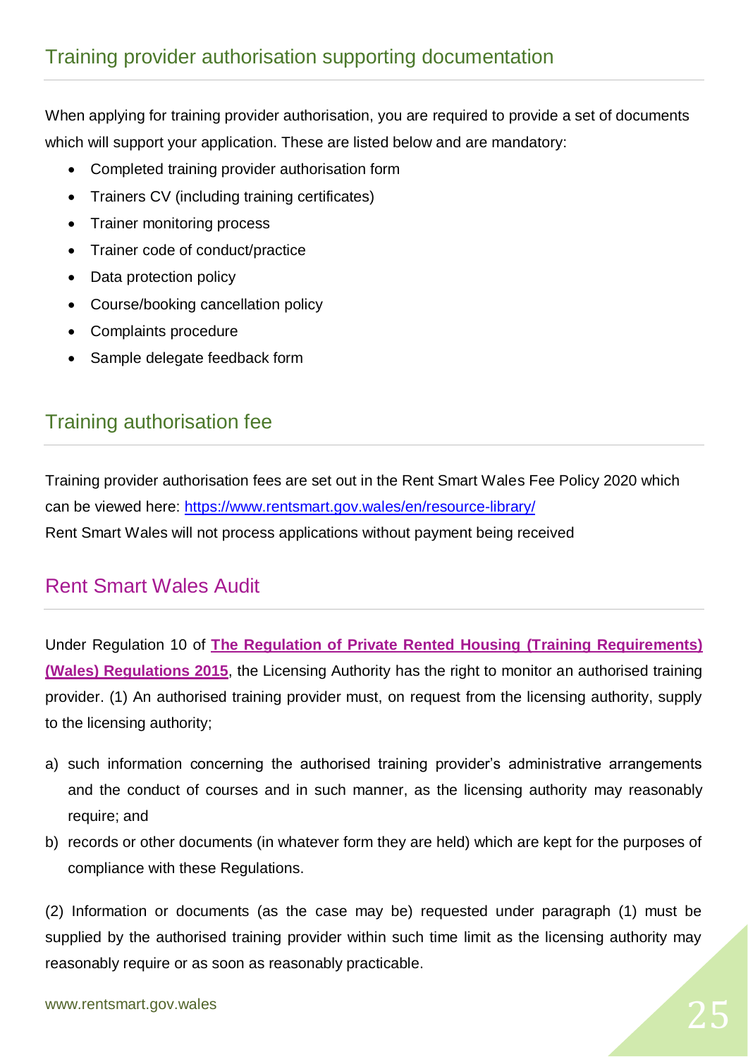## Training provider authorisation supporting documentation

When applying for training provider authorisation, you are required to provide a set of documents which will support your application. These are listed below and are mandatory:

- Completed training provider authorisation form
- Trainers CV (including training certificates)
- Trainer monitoring process
- Trainer code of conduct/practice
- Data protection policy
- Course/booking cancellation policy
- Complaints procedure
- Sample delegate feedback form

## Training authorisation fee

Training provider authorisation fees are set out in the Rent Smart Wales Fee Policy 2020 which can be viewed here: https://www.rentsmart.gov.wales/en/resource-library/
Rent Smart Wales will not process applications without payment being received

## Rent Smart Wales Audit

Under Regulation 10 of **The Regulation of Private Rented Housing (Training Requirements) (Wales) Regulations 2015**, the Licensing Authority has the right to monitor an authorised training provider. (1) An authorised training provider must, on request from the licensing authority, supply to the licensing authority;

a) such information concerning the authorised training provider's administrative arrangements and the conduct of courses and in such manner, as the licensing authority may reasonably require; and
b) records or other documents (in whatever form they are held) which are kept for the purposes of compliance with these Regulations.

(2) Information or documents (as the case may be) requested under paragraph (1) must be supplied by the authorised training provider within such time limit as the licensing authority may reasonably require or as soon as reasonably practicable.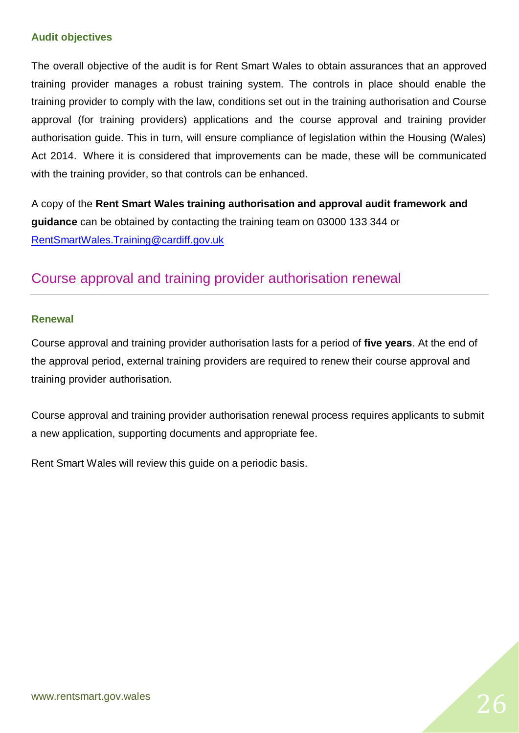### Audit objectives

The overall objective of the audit is for Rent Smart Wales to obtain assurances that an approved training provider manages a robust training system. The controls in place should enable the training provider to comply with the law, conditions set out in the training authorisation and Course approval (for training providers) applications and the course approval and training provider authorisation guide. This in turn, will ensure compliance of legislation within the Housing (Wales) Act 2014. Where it is considered that improvements can be made, these will be communicated with the training provider, so that controls can be enhanced.

A copy of the **Rent Smart Wales training authorisation and approval audit framework and guidance** can be obtained by contacting the training team on 03000 133 344 or [RentSmartWales.Training@cardiff.gov.uk](mailto:RentSmartWales.Training@cardiff.gov.uk)

## Course approval and training provider authorisation renewal

### Renewal

Course approval and training provider authorisation lasts for a period of **five years**. At the end of the approval period, external training providers are required to renew their course approval and training provider authorisation.

Course approval and training provider authorisation renewal process requires applicants to submit a new application, supporting documents and appropriate fee.

Rent Smart Wales will review this guide on a periodic basis.